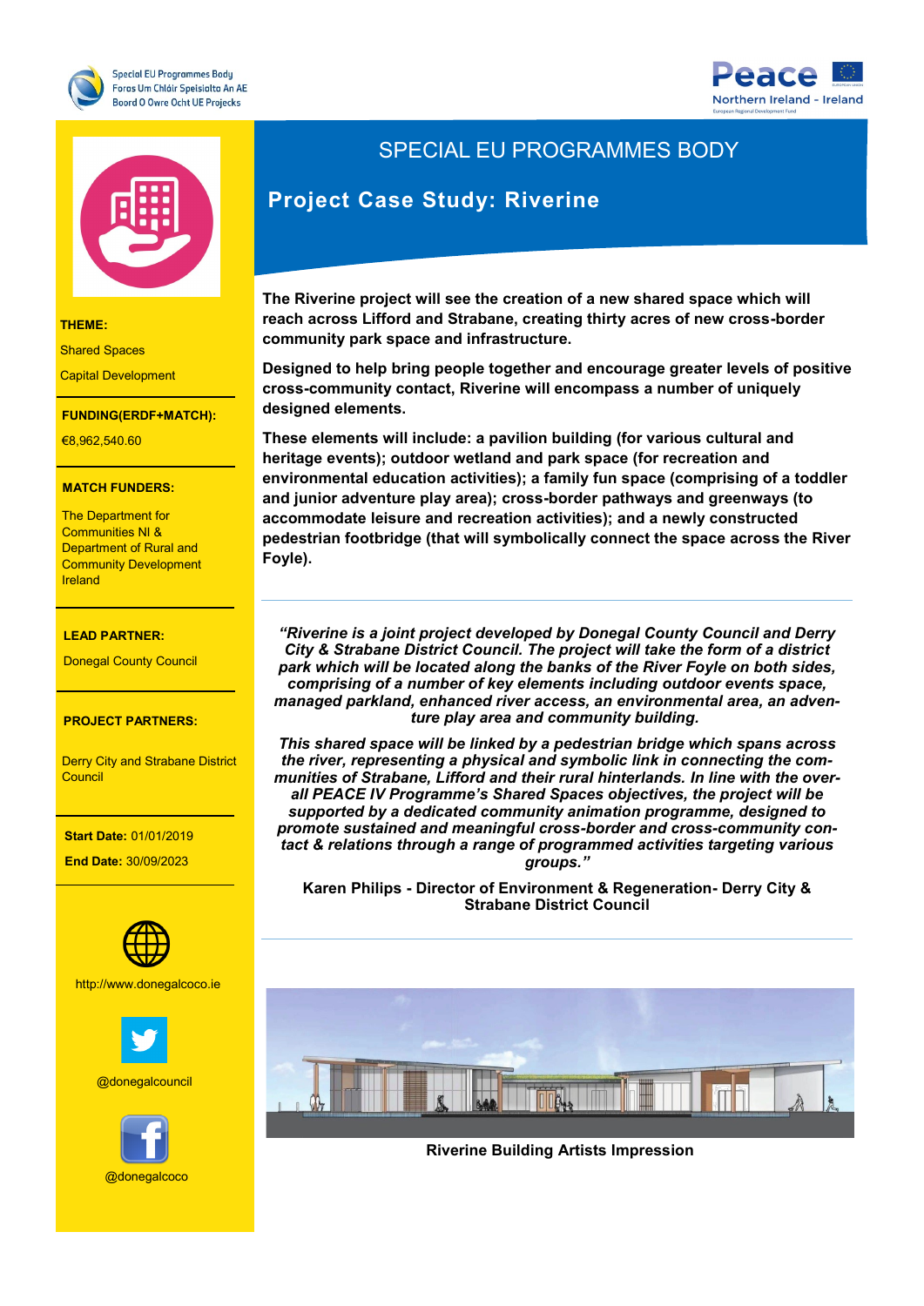Special EU Programmes Body
Foras Um Chláir Speisialta An AE
Boord O Owre Ocht UE Projecks

Peace
Northern Ireland - Ireland

# SPECIAL EU PROGRAMMES BODY

## Project Case Study: Riverine

**THEME:**

Shared Spaces

Capital Development

**FUNDING(ERDF+MATCH):**

€8,962,540.60

**MATCH FUNDERS:**

The Department for Communities NI & Department of Rural and Community Development Ireland

**LEAD PARTNER:**

Donegal County Council

**PROJECT PARTNERS:**

Derry City and Strabane District Council

**Start Date:** 01/01/2019

**End Date:** 30/09/2023

http://www.donegalcoco.ie

@donegalcouncil

@donegalcoco

**The Riverine project will see the creation of a new shared space which will reach across Lifford and Strabane, creating thirty acres of new cross-border community park space and infrastructure.**

**Designed to help bring people together and encourage greater levels of positive cross-community contact, Riverine will encompass a number of uniquely designed elements.**

**These elements will include: a pavilion building (for various cultural and heritage events); outdoor wetland and park space (for recreation and environmental education activities); a family fun space (comprising of a toddler and junior adventure play area); cross-border pathways and greenways (to accommodate leisure and recreation activities); and a newly constructed pedestrian footbridge (that will symbolically connect the space across the River Foyle).**

***"Riverine is a joint project developed by Donegal County Council and Derry City & Strabane District Council. The project will take the form of a district park which will be located along the banks of the River Foyle on both sides, comprising of a number of key elements including outdoor events space, managed parkland, enhanced river access, an environmental area, an adventure play area and community building.***

***This shared space will be linked by a pedestrian bridge which spans across the river, representing a physical and symbolic link in connecting the communities of Strabane, Lifford and their rural hinterlands. In line with the overall PEACE IV Programme's Shared Spaces objectives, the project will be supported by a dedicated community animation programme, designed to promote sustained and meaningful cross-border and cross-community contact & relations through a range of programmed activities targeting various groups."***

**Karen Philips - Director of Environment & Regeneration- Derry City & Strabane District Council**

**Riverine Building Artists Impression**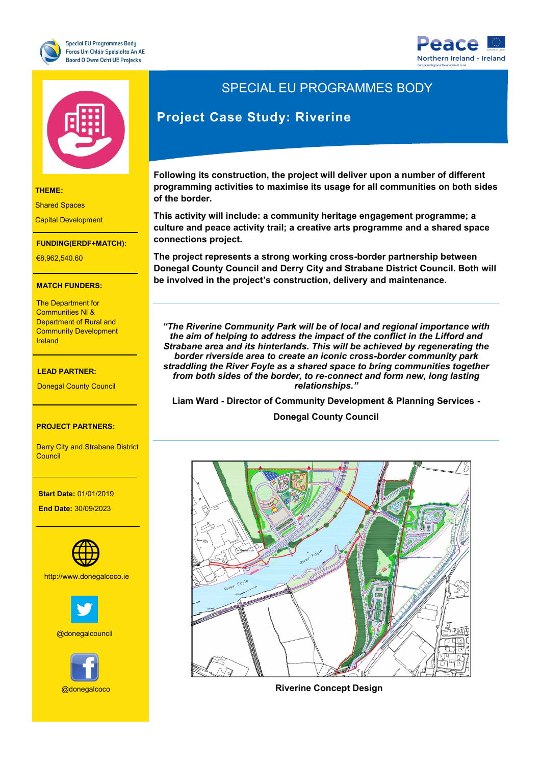Special EU Programmes Body
Foras Um Chláir Speisialta An AE
Boord O Owre Ocht UE Projecks

Peace
Northern Ireland - Ireland
European Regional Development Fund

# SPECIAL EU PROGRAMMES BODY

## Project Case Study: Riverine

**THEME:**

Shared Spaces

Capital Development

**FUNDING(ERDF+MATCH):**

€8,962,540.60

**MATCH FUNDERS:**

The Department for Communities NI & Department of Rural and Community Development Ireland

**LEAD PARTNER:**

Donegal County Council

**PROJECT PARTNERS:**

Derry City and Strabane District Council

**Start Date:** 01/01/2019

**End Date:** 30/09/2023

http://www.donegalcoco.ie

@donegalcouncil

@donegalcoco

**Following its construction, the project will deliver upon a number of different programming activities to maximise its usage for all communities on both sides of the border.**

**This activity will include: a community heritage engagement programme; a culture and peace activity trail; a creative arts programme and a shared space connections project.**

**The project represents a strong working cross-border partnership between Donegal County Council and Derry City and Strabane District Council. Both will be involved in the project's construction, delivery and maintenance.**

***"The Riverine Community Park will be of local and regional importance with the aim of helping to address the impact of the conflict in the Lifford and Strabane area and its hinterlands. This will be achieved by regenerating the border riverside area to create an iconic cross-border community park straddling the River Foyle as a shared space to bring communities together from both sides of the border, to re-connect and form new, long lasting relationships."***

**Liam Ward - Director of Community Development & Planning Services - Donegal County Council**

**Riverine Concept Design**